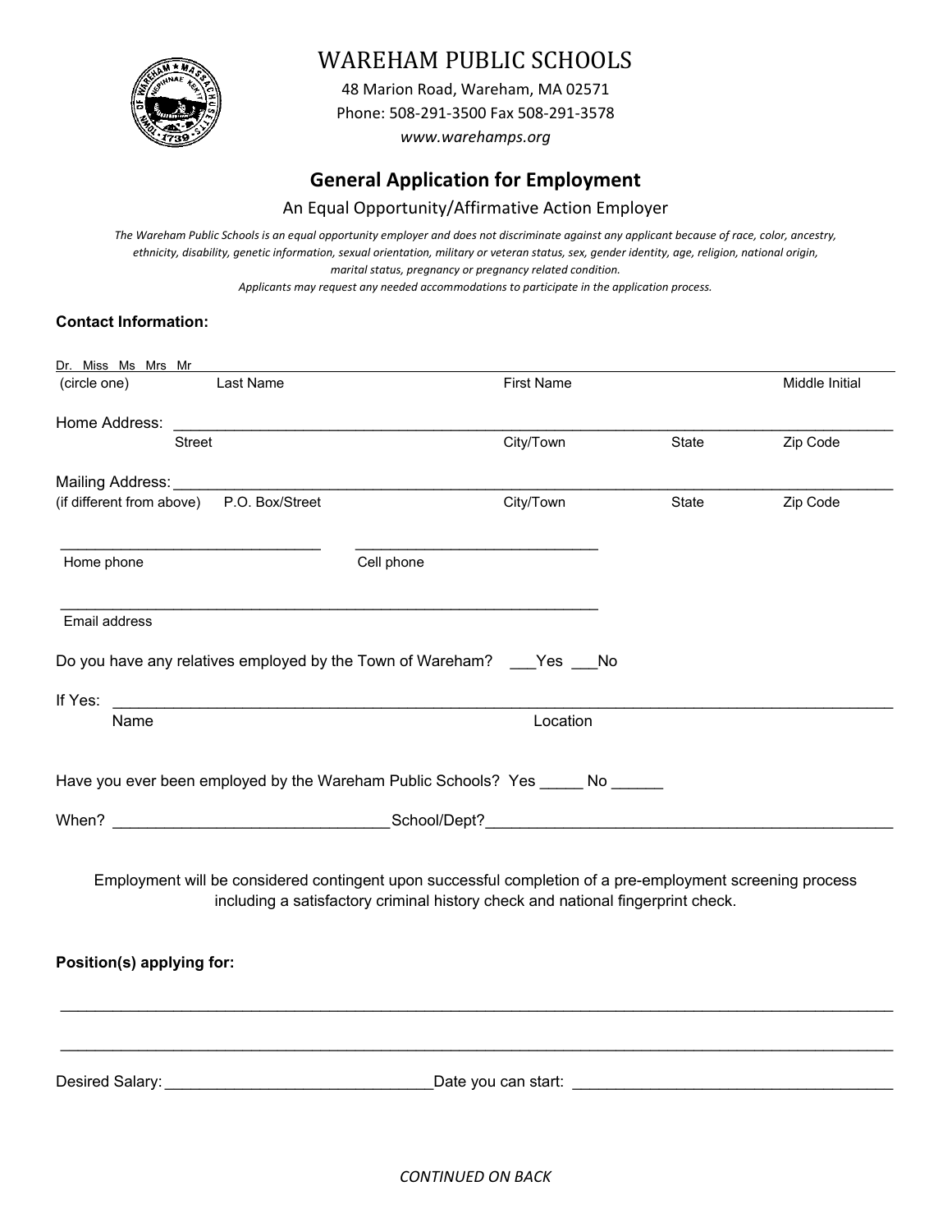# WAREHAM PUBLIC SCHOOLS

48 Marion Road, Wareham, MA 02571
Phone: 508-291-3500 Fax 508-291-3578
*www.warehamps.org*

## General Application for Employment

An Equal Opportunity/Affirmative Action Employer

*The Wareham Public Schools is an equal opportunity employer and does not discriminate against any applicant because of race, color, ancestry, ethnicity, disability, genetic information, sexual orientation, military or veteran status, sex, gender identity, age, religion, national origin, marital status, pregnancy or pregnancy related condition.*
*Applicants may request any needed accommodations to participate in the application process.*

**Contact Information:**

Dr. Miss Ms Mrs Mr ________________________________________________________________
(circle one) Last Name First Name Middle Initial

Home Address: ________________________________________________________________
Street City/Town State Zip Code

Mailing Address: ________________________________________________________________
(if different from above) P.O. Box/Street City/Town State Zip Code

______________________________ ______________________________
Home phone Cell phone

______________________________________________________________
Email address

Do you have any relatives employed by the Town of Wareham? ___Yes ___No

If Yes: ________________________________________________________________
Name Location

Have you ever been employed by the Wareham Public Schools? Yes _____ No ______

When? _______________________________School/Dept?_______________________________________________

Employment will be considered contingent upon successful completion of a pre-employment screening process including a satisfactory criminal history check and national fingerprint check.

**Position(s) applying for:**

________________________________________________________________

________________________________________________________________

Desired Salary:______________________________Date you can start: ____________________________________

*CONTINUED ON BACK*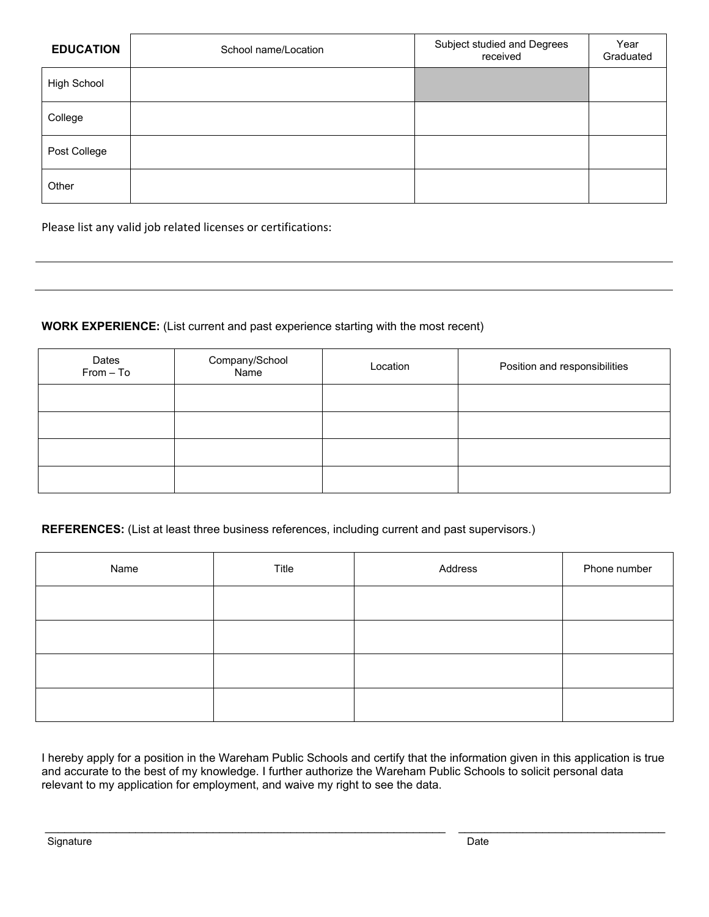| EDUCATION | School name/Location | Subject studied and Degrees received | Year Graduated |
| --- | --- | --- | --- |
| High School | | | |
| College | | | |
| Post College | | | |
| Other | | | |

Please list any valid job related licenses or certifications:

______________________________________________________________________________

______________________________________________________________________________

**WORK EXPERIENCE:** (List current and past experience starting with the most recent)

| Dates From – To | Company/School Name | Location | Position and responsibilities |
| --- | --- | --- | --- |
| | | | |
| | | | |
| | | | |
| | | | |

**REFERENCES:** (List at least three business references, including current and past supervisors.)

| Name | Title | Address | Phone number |
| --- | --- | --- | --- |
| | | | |
| | | | |
| | | | |
| | | | |

I hereby apply for a position in the Wareham Public Schools and certify that the information given in this application is true and accurate to the best of my knowledge. I further authorize the Wareham Public Schools to solicit personal data relevant to my application for employment, and waive my right to see the data.

______________________________________________________________ ________________________________

Signature Date